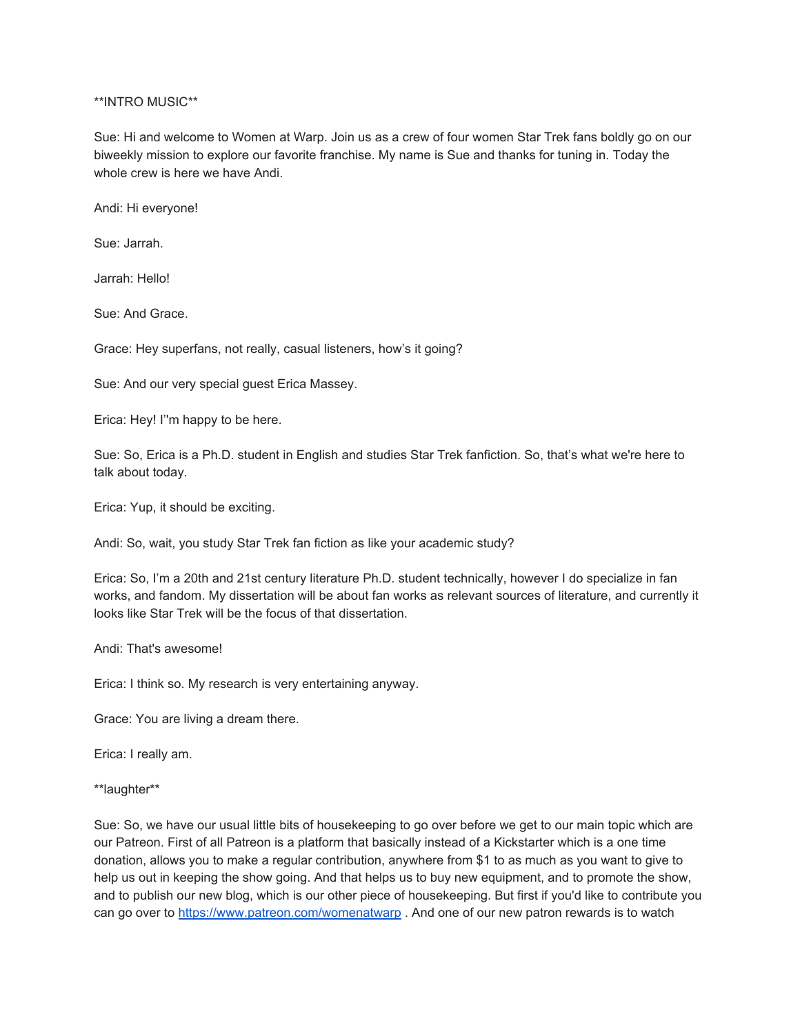**INTRO MUSIC**

Sue: Hi and welcome to Women at Warp. Join us as a crew of four women Star Trek fans boldly go on our biweekly mission to explore our favorite franchise. My name is Sue and thanks for tuning in. Today the whole crew is here we have Andi.

Andi: Hi everyone!

Sue: Jarrah.

Jarrah: Hello!

Sue: And Grace.

Grace: Hey superfans, not really, casual listeners, how's it going?

Sue: And our very special guest Erica Massey.

Erica: Hey! I''m happy to be here.

Sue: So, Erica is a Ph.D. student in English and studies Star Trek fanfiction. So, that's what we're here to talk about today.

Erica: Yup, it should be exciting.

Andi: So, wait, you study Star Trek fan fiction as like your academic study?

Erica: So, I'm a 20th and 21st century literature Ph.D. student technically, however I do specialize in fan works, and fandom. My dissertation will be about fan works as relevant sources of literature, and currently it looks like Star Trek will be the focus of that dissertation.

Andi: That's awesome!

Erica: I think so. My research is very entertaining anyway.

Grace: You are living a dream there.

Erica: I really am.

**laughter**

Sue: So, we have our usual little bits of housekeeping to go over before we get to our main topic which are our Patreon. First of all Patreon is a platform that basically instead of a Kickstarter which is a one time donation, allows you to make a regular contribution, anywhere from $1 to as much as you want to give to help us out in keeping the show going. And that helps us to buy new equipment, and to promote the show, and to publish our new blog, which is our other piece of housekeeping. But first if you'd like to contribute you can go over to [https://www.patreon.com/womenatwarp](https://www.patreon.com/womenatwarp) . And one of our new patron rewards is to watch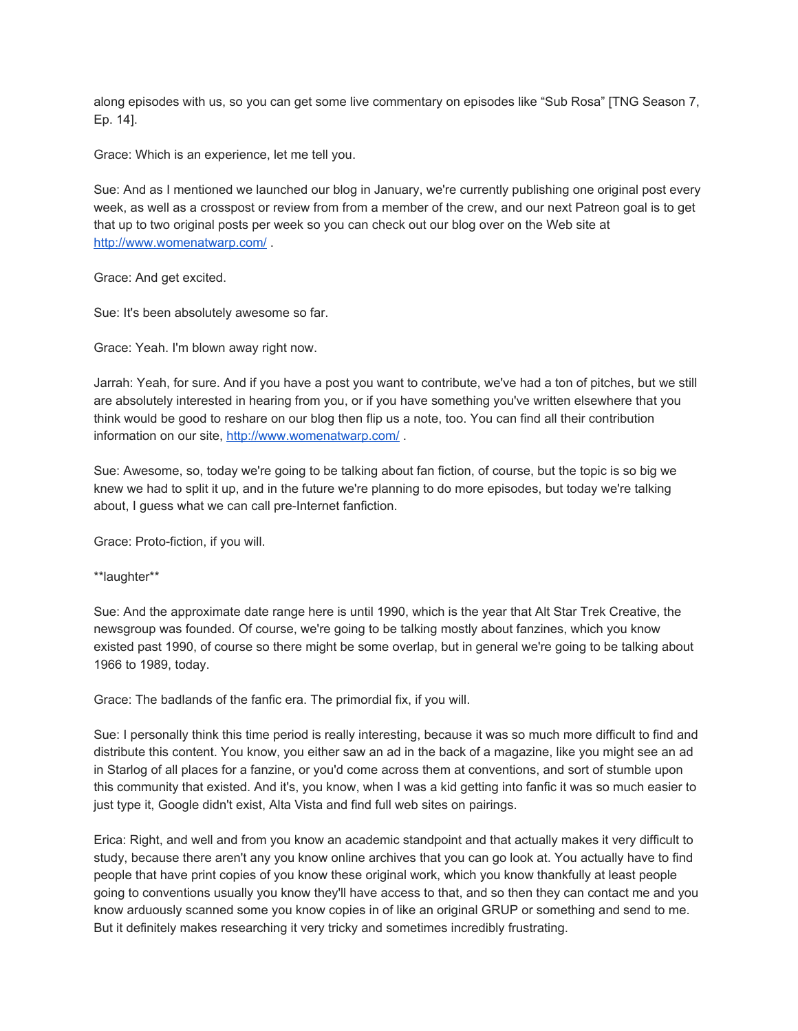along episodes with us, so you can get some live commentary on episodes like “Sub Rosa” [TNG Season 7, Ep. 14].

Grace: Which is an experience, let me tell you.

Sue: And as I mentioned we launched our blog in January, we're currently publishing one original post every week, as well as a crosspost or review from from a member of the crew, and our next Patreon goal is to get that up to two original posts per week so you can check out our blog over on the Web site at http://www.womenatwarp.com/ .

Grace: And get excited.

Sue: It's been absolutely awesome so far.

Grace: Yeah. I'm blown away right now.

Jarrah: Yeah, for sure. And if you have a post you want to contribute, we've had a ton of pitches, but we still are absolutely interested in hearing from you, or if you have something you've written elsewhere that you think would be good to reshare on our blog then flip us a note, too. You can find all their contribution information on our site, http://www.womenatwarp.com/ .

Sue: Awesome, so, today we're going to be talking about fan fiction, of course, but the topic is so big we knew we had to split it up, and in the future we're planning to do more episodes, but today we're talking about, I guess what we can call pre-Internet fanfiction.

Grace: Proto-fiction, if you will.

**laughter**

Sue: And the approximate date range here is until 1990, which is the year that Alt Star Trek Creative, the newsgroup was founded. Of course, we're going to be talking mostly about fanzines, which you know existed past 1990, of course so there might be some overlap, but in general we're going to be talking about 1966 to 1989, today.

Grace: The badlands of the fanfic era. The primordial fix, if you will.

Sue: I personally think this time period is really interesting, because it was so much more difficult to find and distribute this content. You know, you either saw an ad in the back of a magazine, like you might see an ad in Starlog of all places for a fanzine, or you'd come across them at conventions, and sort of stumble upon this community that existed. And it's, you know, when I was a kid getting into fanfic it was so much easier to just type it, Google didn't exist, Alta Vista and find full web sites on pairings.

Erica: Right, and well and from you know an academic standpoint and that actually makes it very difficult to study, because there aren't any you know online archives that you can go look at. You actually have to find people that have print copies of you know these original work, which you know thankfully at least people going to conventions usually you know they'll have access to that, and so then they can contact me and you know arduously scanned some you know copies in of like an original GRUP or something and send to me. But it definitely makes researching it very tricky and sometimes incredibly frustrating.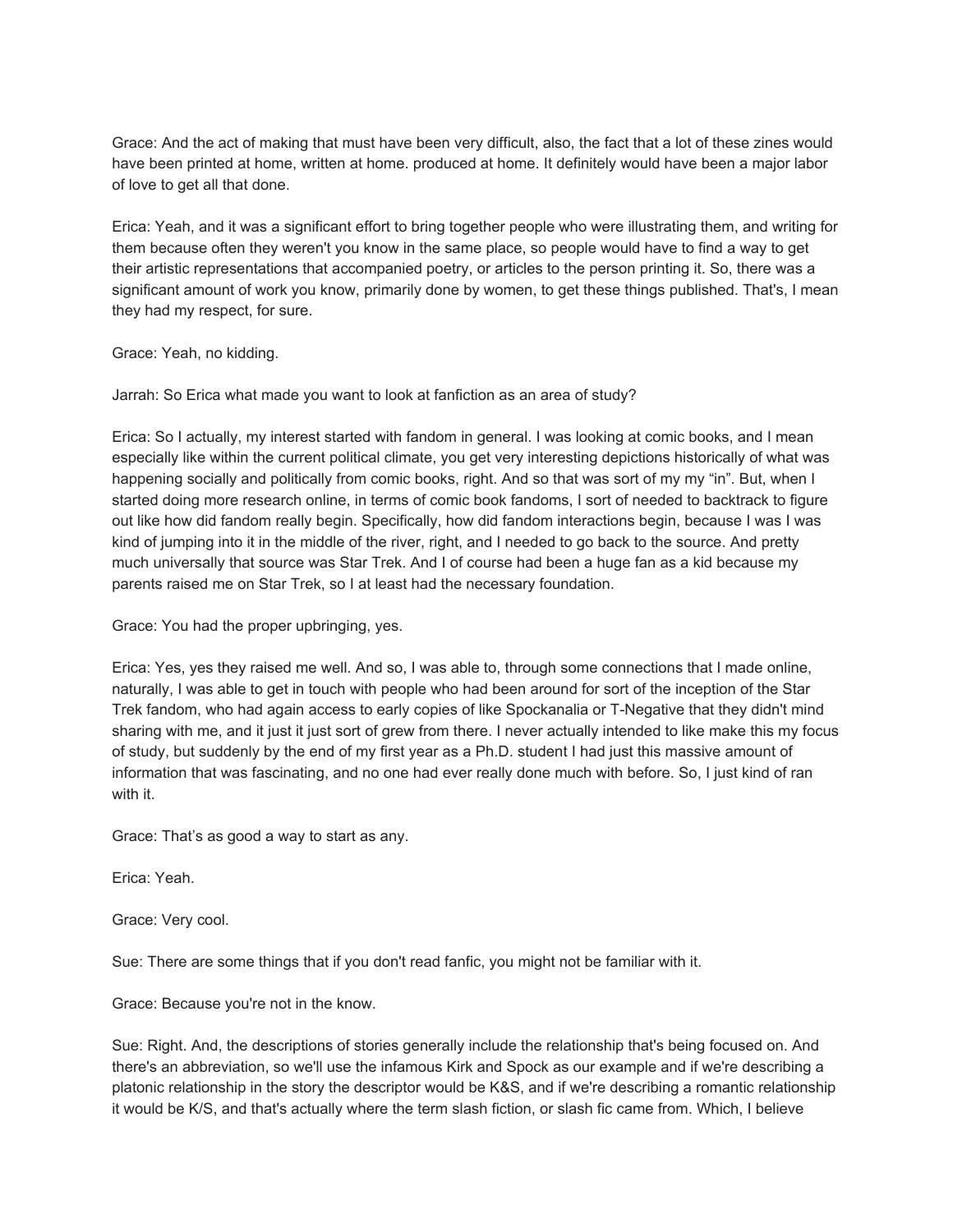Grace: And the act of making that must have been very difficult, also, the fact that a lot of these zines would have been printed at home, written at home. produced at home. It definitely would have been a major labor of love to get all that done.

Erica: Yeah, and it was a significant effort to bring together people who were illustrating them, and writing for them because often they weren't you know in the same place, so people would have to find a way to get their artistic representations that accompanied poetry, or articles to the person printing it. So, there was a significant amount of work you know, primarily done by women, to get these things published. That's, I mean they had my respect, for sure.

Grace: Yeah, no kidding.

Jarrah: So Erica what made you want to look at fanfiction as an area of study?

Erica: So I actually, my interest started with fandom in general. I was looking at comic books, and I mean especially like within the current political climate, you get very interesting depictions historically of what was happening socially and politically from comic books, right. And so that was sort of my my "in". But, when I started doing more research online, in terms of comic book fandoms, I sort of needed to backtrack to figure out like how did fandom really begin. Specifically, how did fandom interactions begin, because I was I was kind of jumping into it in the middle of the river, right, and I needed to go back to the source. And pretty much universally that source was Star Trek. And I of course had been a huge fan as a kid because my parents raised me on Star Trek, so I at least had the necessary foundation.

Grace: You had the proper upbringing, yes.

Erica: Yes, yes they raised me well. And so, I was able to, through some connections that I made online, naturally, I was able to get in touch with people who had been around for sort of the inception of the Star Trek fandom, who had again access to early copies of like Spockanalia or T-Negative that they didn't mind sharing with me, and it just it just sort of grew from there. I never actually intended to like make this my focus of study, but suddenly by the end of my first year as a Ph.D. student I had just this massive amount of information that was fascinating, and no one had ever really done much with before. So, I just kind of ran with it.

Grace: That's as good a way to start as any.

Erica: Yeah.

Grace: Very cool.

Sue: There are some things that if you don't read fanfic, you might not be familiar with it.

Grace: Because you're not in the know.

Sue: Right. And, the descriptions of stories generally include the relationship that's being focused on. And there's an abbreviation, so we'll use the infamous Kirk and Spock as our example and if we're describing a platonic relationship in the story the descriptor would be K&S, and if we're describing a romantic relationship it would be K/S, and that's actually where the term slash fiction, or slash fic came from. Which, I believe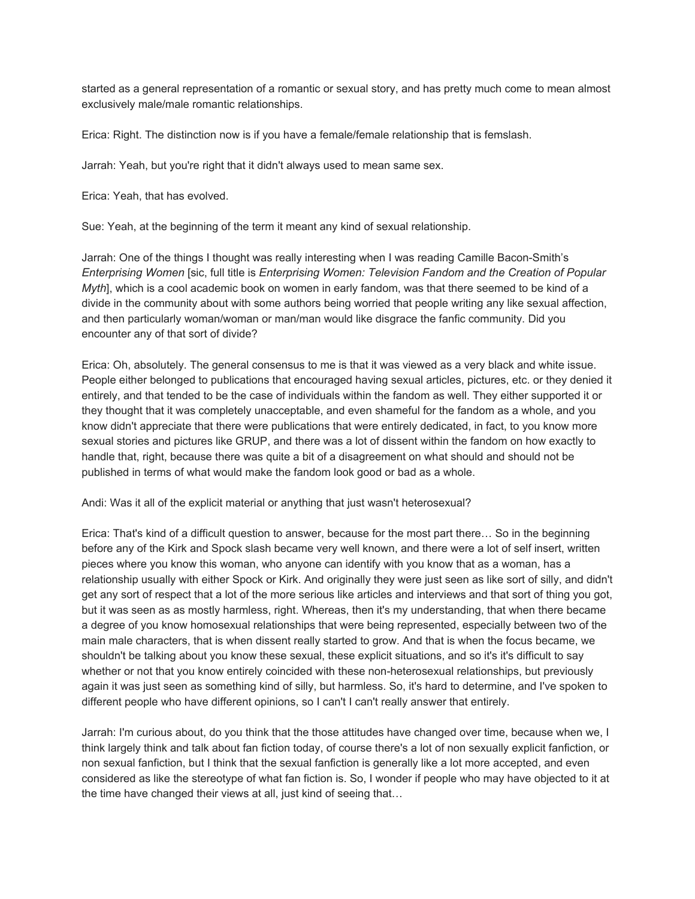started as a general representation of a romantic or sexual story, and has pretty much come to mean almost exclusively male/male romantic relationships.

Erica: Right. The distinction now is if you have a female/female relationship that is femslash.

Jarrah: Yeah, but you're right that it didn't always used to mean same sex.

Erica: Yeah, that has evolved.

Sue: Yeah, at the beginning of the term it meant any kind of sexual relationship.

Jarrah: One of the things I thought was really interesting when I was reading Camille Bacon-Smith's *Enterprising Women* [sic, full title is *Enterprising Women: Television Fandom and the Creation of Popular Myth*], which is a cool academic book on women in early fandom, was that there seemed to be kind of a divide in the community about with some authors being worried that people writing any like sexual affection, and then particularly woman/woman or man/man would like disgrace the fanfic community. Did you encounter any of that sort of divide?

Erica: Oh, absolutely. The general consensus to me is that it was viewed as a very black and white issue. People either belonged to publications that encouraged having sexual articles, pictures, etc. or they denied it entirely, and that tended to be the case of individuals within the fandom as well. They either supported it or they thought that it was completely unacceptable, and even shameful for the fandom as a whole, and you know didn't appreciate that there were publications that were entirely dedicated, in fact, to you know more sexual stories and pictures like GRUP, and there was a lot of dissent within the fandom on how exactly to handle that, right, because there was quite a bit of a disagreement on what should and should not be published in terms of what would make the fandom look good or bad as a whole.

Andi: Was it all of the explicit material or anything that just wasn't heterosexual?

Erica: That's kind of a difficult question to answer, because for the most part there… So in the beginning before any of the Kirk and Spock slash became very well known, and there were a lot of self insert, written pieces where you know this woman, who anyone can identify with you know that as a woman, has a relationship usually with either Spock or Kirk. And originally they were just seen as like sort of silly, and didn't get any sort of respect that a lot of the more serious like articles and interviews and that sort of thing you got, but it was seen as as mostly harmless, right. Whereas, then it's my understanding, that when there became a degree of you know homosexual relationships that were being represented, especially between two of the main male characters, that is when dissent really started to grow. And that is when the focus became, we shouldn't be talking about you know these sexual, these explicit situations, and so it's it's difficult to say whether or not that you know entirely coincided with these non-heterosexual relationships, but previously again it was just seen as something kind of silly, but harmless. So, it's hard to determine, and I've spoken to different people who have different opinions, so I can't I can't really answer that entirely.

Jarrah: I'm curious about, do you think that the those attitudes have changed over time, because when we, I think largely think and talk about fan fiction today, of course there's a lot of non sexually explicit fanfiction, or non sexual fanfiction, but I think that the sexual fanfiction is generally like a lot more accepted, and even considered as like the stereotype of what fan fiction is. So, I wonder if people who may have objected to it at the time have changed their views at all, just kind of seeing that…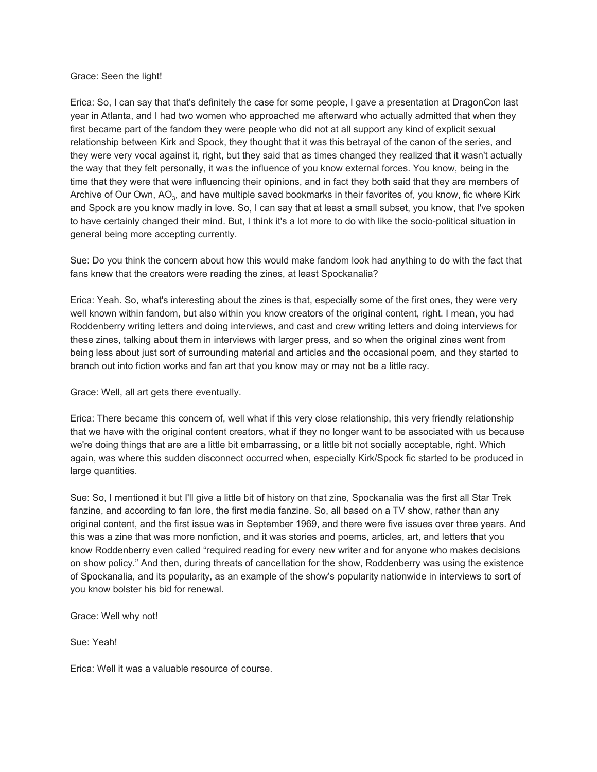Grace: Seen the light!

Erica: So, I can say that that's definitely the case for some people, I gave a presentation at DragonCon last year in Atlanta, and I had two women who approached me afterward who actually admitted that when they first became part of the fandom they were people who did not at all support any kind of explicit sexual relationship between Kirk and Spock, they thought that it was this betrayal of the canon of the series, and they were very vocal against it, right, but they said that as times changed they realized that it wasn't actually the way that they felt personally, it was the influence of you know external forces. You know, being in the time that they were that were influencing their opinions, and in fact they both said that they are members of Archive of Our Own, $AO_3$, and have multiple saved bookmarks in their favorites of, you know, fic where Kirk and Spock are you know madly in love. So, I can say that at least a small subset, you know, that I've spoken to have certainly changed their mind. But, I think it's a lot more to do with like the socio-political situation in general being more accepting currently.

Sue: Do you think the concern about how this would make fandom look had anything to do with the fact that fans knew that the creators were reading the zines, at least Spockanalia?

Erica: Yeah. So, what's interesting about the zines is that, especially some of the first ones, they were very well known within fandom, but also within you know creators of the original content, right. I mean, you had Roddenberry writing letters and doing interviews, and cast and crew writing letters and doing interviews for these zines, talking about them in interviews with larger press, and so when the original zines went from being less about just sort of surrounding material and articles and the occasional poem, and they started to branch out into fiction works and fan art that you know may or may not be a little racy.

Grace: Well, all art gets there eventually.

Erica: There became this concern of, well what if this very close relationship, this very friendly relationship that we have with the original content creators, what if they no longer want to be associated with us because we're doing things that are are a little bit embarrassing, or a little bit not socially acceptable, right. Which again, was where this sudden disconnect occurred when, especially Kirk/Spock fic started to be produced in large quantities.

Sue: So, I mentioned it but I'll give a little bit of history on that zine, Spockanalia was the first all Star Trek fanzine, and according to fan lore, the first media fanzine. So, all based on a TV show, rather than any original content, and the first issue was in September 1969, and there were five issues over three years. And this was a zine that was more nonfiction, and it was stories and poems, articles, art, and letters that you know Roddenberry even called "required reading for every new writer and for anyone who makes decisions on show policy." And then, during threats of cancellation for the show, Roddenberry was using the existence of Spockanalia, and its popularity, as an example of the show's popularity nationwide in interviews to sort of you know bolster his bid for renewal.

Grace: Well why not!

Sue: Yeah!

Erica: Well it was a valuable resource of course.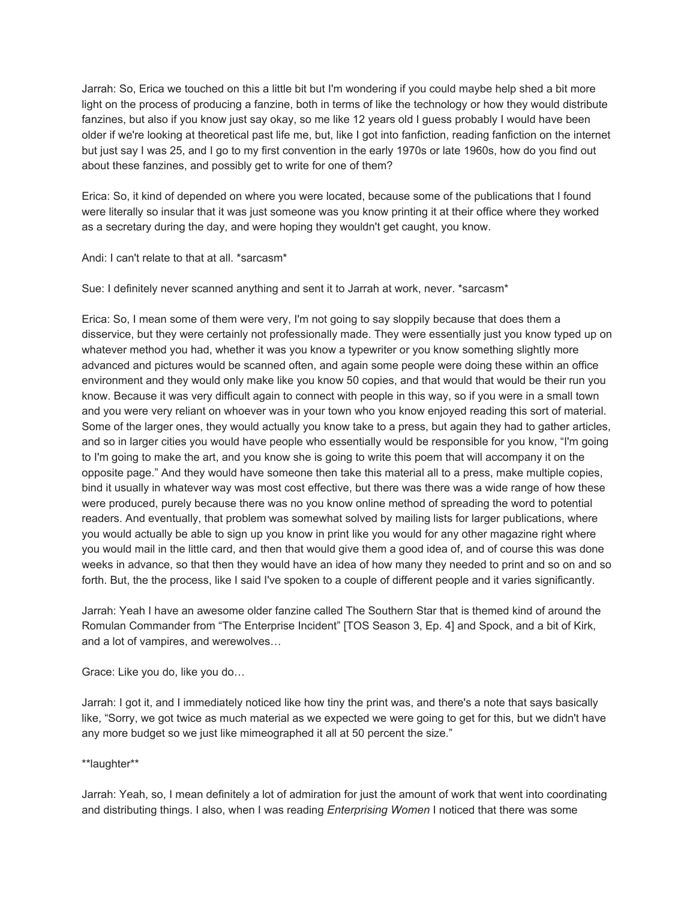Jarrah: So, Erica we touched on this a little bit but I'm wondering if you could maybe help shed a bit more light on the process of producing a fanzine, both in terms of like the technology or how they would distribute fanzines, but also if you know just say okay, so me like 12 years old I guess probably I would have been older if we're looking at theoretical past life me, but, like I got into fanfiction, reading fanfiction on the internet but just say I was 25, and I go to my first convention in the early 1970s or late 1960s, how do you find out about these fanzines, and possibly get to write for one of them?

Erica: So, it kind of depended on where you were located, because some of the publications that I found were literally so insular that it was just someone was you know printing it at their office where they worked as a secretary during the day, and were hoping they wouldn't get caught, you know.

Andi: I can't relate to that at all. *sarcasm*

Sue: I definitely never scanned anything and sent it to Jarrah at work, never. *sarcasm*

Erica: So, I mean some of them were very, I'm not going to say sloppily because that does them a disservice, but they were certainly not professionally made. They were essentially just you know typed up on whatever method you had, whether it was you know a typewriter or you know something slightly more advanced and pictures would be scanned often, and again some people were doing these within an office environment and they would only make like you know 50 copies, and that would that would be their run you know. Because it was very difficult again to connect with people in this way, so if you were in a small town and you were very reliant on whoever was in your town who you know enjoyed reading this sort of material. Some of the larger ones, they would actually you know take to a press, but again they had to gather articles, and so in larger cities you would have people who essentially would be responsible for you know, "I'm going to I'm going to make the art, and you know she is going to write this poem that will accompany it on the opposite page." And they would have someone then take this material all to a press, make multiple copies, bind it usually in whatever way was most cost effective, but there was there was a wide range of how these were produced, purely because there was no you know online method of spreading the word to potential readers. And eventually, that problem was somewhat solved by mailing lists for larger publications, where you would actually be able to sign up you know in print like you would for any other magazine right where you would mail in the little card, and then that would give them a good idea of, and of course this was done weeks in advance, so that then they would have an idea of how many they needed to print and so on and so forth. But, the the process, like I said I've spoken to a couple of different people and it varies significantly.

Jarrah: Yeah I have an awesome older fanzine called The Southern Star that is themed kind of around the Romulan Commander from "The Enterprise Incident" [TOS Season 3, Ep. 4] and Spock, and a bit of Kirk, and a lot of vampires, and werewolves…

Grace: Like you do, like you do…

Jarrah: I got it, and I immediately noticed like how tiny the print was, and there's a note that says basically like, "Sorry, we got twice as much material as we expected we were going to get for this, but we didn't have any more budget so we just like mimeographed it all at 50 percent the size."

**laughter**

Jarrah: Yeah, so, I mean definitely a lot of admiration for just the amount of work that went into coordinating and distributing things. I also, when I was reading *Enterprising Women* I noticed that there was some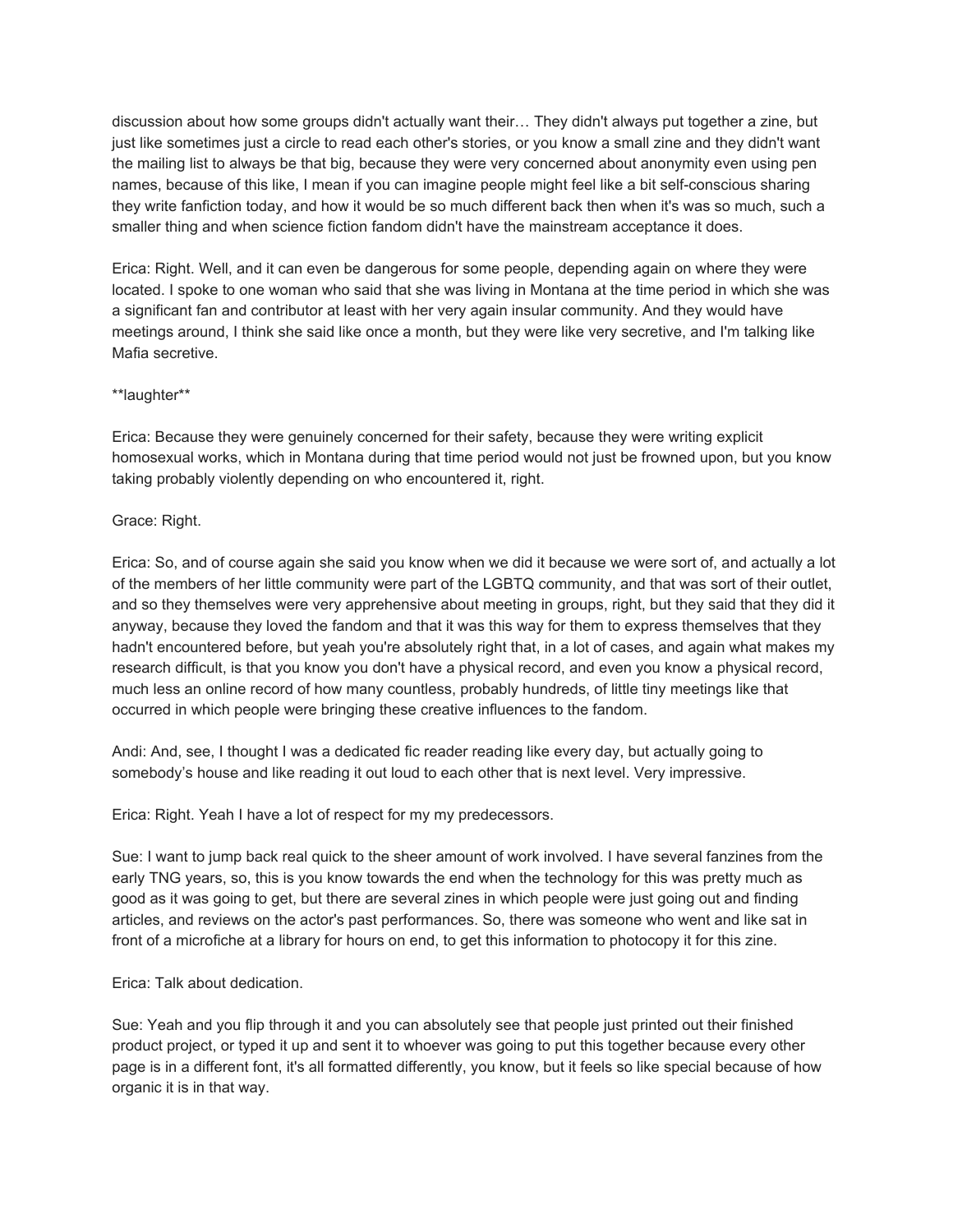discussion about how some groups didn't actually want their… They didn't always put together a zine, but just like sometimes just a circle to read each other's stories, or you know a small zine and they didn't want the mailing list to always be that big, because they were very concerned about anonymity even using pen names, because of this like, I mean if you can imagine people might feel like a bit self-conscious sharing they write fanfiction today, and how it would be so much different back then when it's was so much, such a smaller thing and when science fiction fandom didn't have the mainstream acceptance it does.

Erica: Right. Well, and it can even be dangerous for some people, depending again on where they were located. I spoke to one woman who said that she was living in Montana at the time period in which she was a significant fan and contributor at least with her very again insular community. And they would have meetings around, I think she said like once a month, but they were like very secretive, and I'm talking like Mafia secretive.

**laughter**

Erica: Because they were genuinely concerned for their safety, because they were writing explicit homosexual works, which in Montana during that time period would not just be frowned upon, but you know taking probably violently depending on who encountered it, right.

Grace: Right.

Erica: So, and of course again she said you know when we did it because we were sort of, and actually a lot of the members of her little community were part of the LGBTQ community, and that was sort of their outlet, and so they themselves were very apprehensive about meeting in groups, right, but they said that they did it anyway, because they loved the fandom and that it was this way for them to express themselves that they hadn't encountered before, but yeah you're absolutely right that, in a lot of cases, and again what makes my research difficult, is that you know you don't have a physical record, and even you know a physical record, much less an online record of how many countless, probably hundreds, of little tiny meetings like that occurred in which people were bringing these creative influences to the fandom.

Andi: And, see, I thought I was a dedicated fic reader reading like every day, but actually going to somebody's house and like reading it out loud to each other that is next level. Very impressive.

Erica: Right. Yeah I have a lot of respect for my my predecessors.

Sue: I want to jump back real quick to the sheer amount of work involved. I have several fanzines from the early TNG years, so, this is you know towards the end when the technology for this was pretty much as good as it was going to get, but there are several zines in which people were just going out and finding articles, and reviews on the actor's past performances. So, there was someone who went and like sat in front of a microfiche at a library for hours on end, to get this information to photocopy it for this zine.

Erica: Talk about dedication.

Sue: Yeah and you flip through it and you can absolutely see that people just printed out their finished product project, or typed it up and sent it to whoever was going to put this together because every other page is in a different font, it's all formatted differently, you know, but it feels so like special because of how organic it is in that way.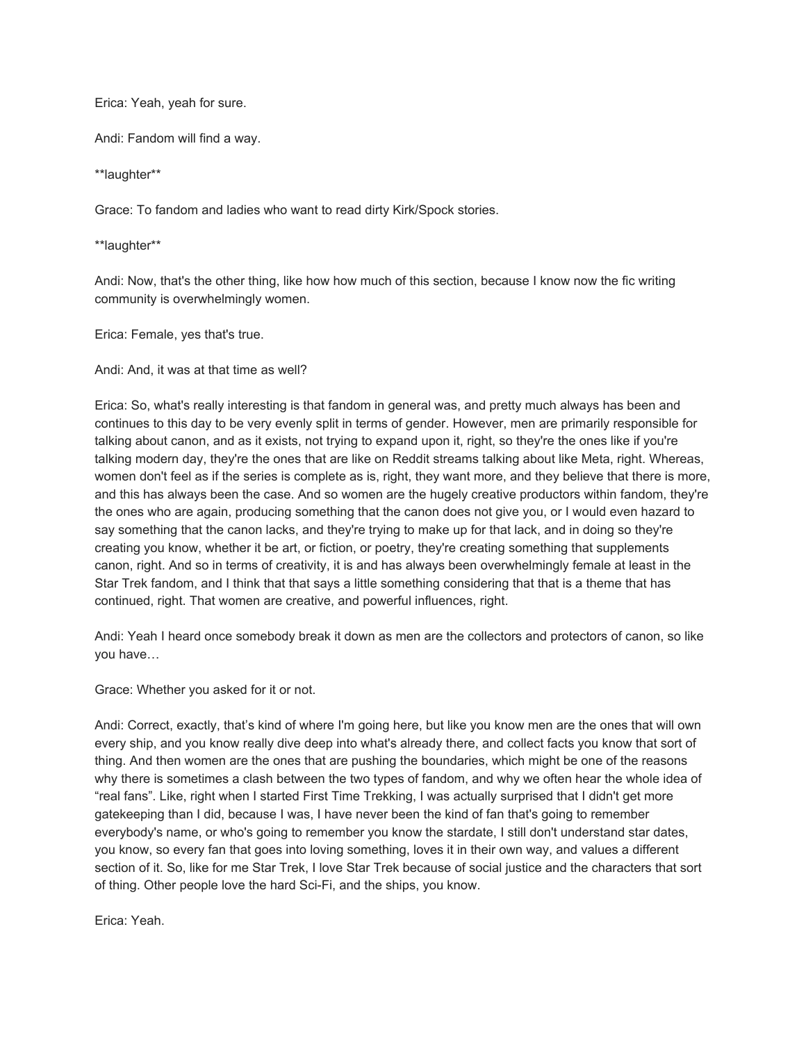Erica: Yeah, yeah for sure.

Andi: Fandom will find a way.

**laughter**

Grace: To fandom and ladies who want to read dirty Kirk/Spock stories.

**laughter**

Andi: Now, that's the other thing, like how how much of this section, because I know now the fic writing community is overwhelmingly women.

Erica: Female, yes that's true.

Andi: And, it was at that time as well?

Erica: So, what's really interesting is that fandom in general was, and pretty much always has been and continues to this day to be very evenly split in terms of gender. However, men are primarily responsible for talking about canon, and as it exists, not trying to expand upon it, right, so they're the ones like if you're talking modern day, they're the ones that are like on Reddit streams talking about like Meta, right. Whereas, women don't feel as if the series is complete as is, right, they want more, and they believe that there is more, and this has always been the case. And so women are the hugely creative productors within fandom, they're the ones who are again, producing something that the canon does not give you, or I would even hazard to say something that the canon lacks, and they're trying to make up for that lack, and in doing so they're creating you know, whether it be art, or fiction, or poetry, they're creating something that supplements canon, right. And so in terms of creativity, it is and has always been overwhelmingly female at least in the Star Trek fandom, and I think that that says a little something considering that that is a theme that has continued, right. That women are creative, and powerful influences, right.

Andi: Yeah I heard once somebody break it down as men are the collectors and protectors of canon, so like you have…

Grace: Whether you asked for it or not.

Andi: Correct, exactly, that's kind of where I'm going here, but like you know men are the ones that will own every ship, and you know really dive deep into what's already there, and collect facts you know that sort of thing. And then women are the ones that are pushing the boundaries, which might be one of the reasons why there is sometimes a clash between the two types of fandom, and why we often hear the whole idea of "real fans". Like, right when I started First Time Trekking, I was actually surprised that I didn't get more gatekeeping than I did, because I was, I have never been the kind of fan that's going to remember everybody's name, or who's going to remember you know the stardate, I still don't understand star dates, you know, so every fan that goes into loving something, loves it in their own way, and values a different section of it. So, like for me Star Trek, I love Star Trek because of social justice and the characters that sort of thing. Other people love the hard Sci-Fi, and the ships, you know.

Erica: Yeah.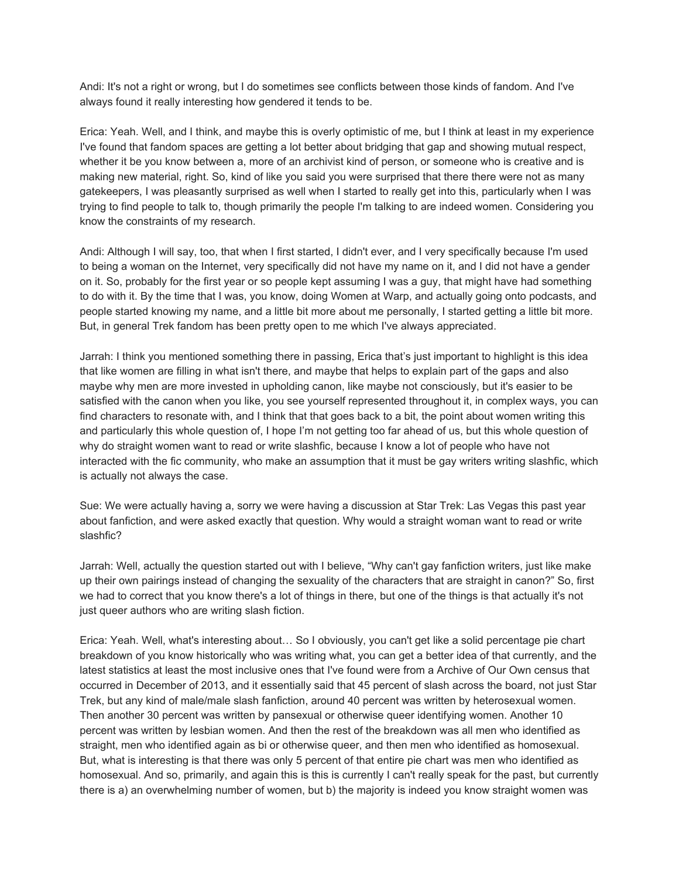Andi: It's not a right or wrong, but I do sometimes see conflicts between those kinds of fandom. And I've always found it really interesting how gendered it tends to be.

Erica: Yeah. Well, and I think, and maybe this is overly optimistic of me, but I think at least in my experience I've found that fandom spaces are getting a lot better about bridging that gap and showing mutual respect, whether it be you know between a, more of an archivist kind of person, or someone who is creative and is making new material, right. So, kind of like you said you were surprised that there there were not as many gatekeepers, I was pleasantly surprised as well when I started to really get into this, particularly when I was trying to find people to talk to, though primarily the people I'm talking to are indeed women. Considering you know the constraints of my research.

Andi: Although I will say, too, that when I first started, I didn't ever, and I very specifically because I'm used to being a woman on the Internet, very specifically did not have my name on it, and I did not have a gender on it. So, probably for the first year or so people kept assuming I was a guy, that might have had something to do with it. By the time that I was, you know, doing Women at Warp, and actually going onto podcasts, and people started knowing my name, and a little bit more about me personally, I started getting a little bit more. But, in general Trek fandom has been pretty open to me which I've always appreciated.

Jarrah: I think you mentioned something there in passing, Erica that's just important to highlight is this idea that like women are filling in what isn't there, and maybe that helps to explain part of the gaps and also maybe why men are more invested in upholding canon, like maybe not consciously, but it's easier to be satisfied with the canon when you like, you see yourself represented throughout it, in complex ways, you can find characters to resonate with, and I think that that goes back to a bit, the point about women writing this and particularly this whole question of, I hope I'm not getting too far ahead of us, but this whole question of why do straight women want to read or write slashfic, because I know a lot of people who have not interacted with the fic community, who make an assumption that it must be gay writers writing slashfic, which is actually not always the case.

Sue: We were actually having a, sorry we were having a discussion at Star Trek: Las Vegas this past year about fanfiction, and were asked exactly that question. Why would a straight woman want to read or write slashfic?

Jarrah: Well, actually the question started out with I believe, "Why can't gay fanfiction writers, just like make up their own pairings instead of changing the sexuality of the characters that are straight in canon?" So, first we had to correct that you know there's a lot of things in there, but one of the things is that actually it's not just queer authors who are writing slash fiction.

Erica: Yeah. Well, what's interesting about… So I obviously, you can't get like a solid percentage pie chart breakdown of you know historically who was writing what, you can get a better idea of that currently, and the latest statistics at least the most inclusive ones that I've found were from a Archive of Our Own census that occurred in December of 2013, and it essentially said that 45 percent of slash across the board, not just Star Trek, but any kind of male/male slash fanfiction, around 40 percent was written by heterosexual women. Then another 30 percent was written by pansexual or otherwise queer identifying women. Another 10 percent was written by lesbian women. And then the rest of the breakdown was all men who identified as straight, men who identified again as bi or otherwise queer, and then men who identified as homosexual. But, what is interesting is that there was only 5 percent of that entire pie chart was men who identified as homosexual. And so, primarily, and again this is this is currently I can't really speak for the past, but currently there is a) an overwhelming number of women, but b) the majority is indeed you know straight women was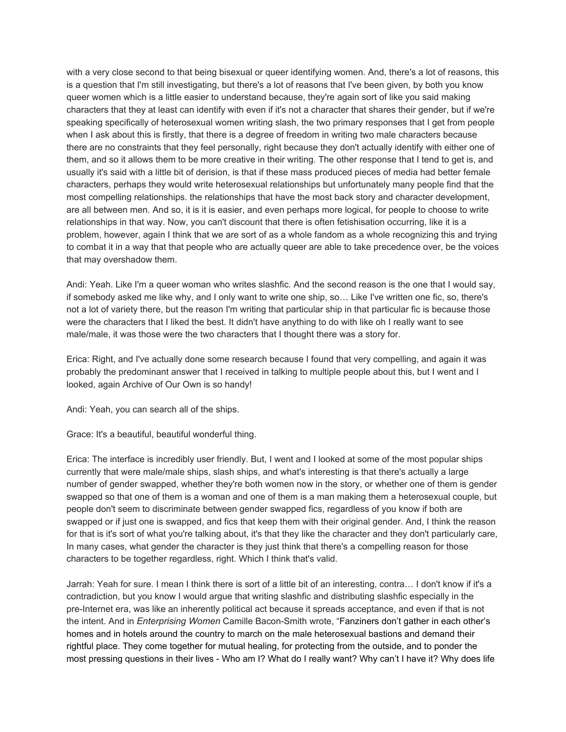with a very close second to that being bisexual or queer identifying women. And, there's a lot of reasons, this is a question that I'm still investigating, but there's a lot of reasons that I've been given, by both you know queer women which is a little easier to understand because, they're again sort of like you said making characters that they at least can identify with even if it's not a character that shares their gender, but if we're speaking specifically of heterosexual women writing slash, the two primary responses that I get from people when I ask about this is firstly, that there is a degree of freedom in writing two male characters because there are no constraints that they feel personally, right because they don't actually identify with either one of them, and so it allows them to be more creative in their writing. The other response that I tend to get is, and usually it's said with a little bit of derision, is that if these mass produced pieces of media had better female characters, perhaps they would write heterosexual relationships but unfortunately many people find that the most compelling relationships. the relationships that have the most back story and character development, are all between men. And so, it is it is easier, and even perhaps more logical, for people to choose to write relationships in that way. Now, you can't discount that there is often fetishisation occurring, like it is a problem, however, again I think that we are sort of as a whole fandom as a whole recognizing this and trying to combat it in a way that that people who are actually queer are able to take precedence over, be the voices that may overshadow them.

Andi: Yeah. Like I'm a queer woman who writes slashfic. And the second reason is the one that I would say, if somebody asked me like why, and I only want to write one ship, so… Like I've written one fic, so, there's not a lot of variety there, but the reason I'm writing that particular ship in that particular fic is because those were the characters that I liked the best. It didn't have anything to do with like oh I really want to see male/male, it was those were the two characters that I thought there was a story for.

Erica: Right, and I've actually done some research because I found that very compelling, and again it was probably the predominant answer that I received in talking to multiple people about this, but I went and I looked, again Archive of Our Own is so handy!

Andi: Yeah, you can search all of the ships.

Grace: It's a beautiful, beautiful wonderful thing.

Erica: The interface is incredibly user friendly. But, I went and I looked at some of the most popular ships currently that were male/male ships, slash ships, and what's interesting is that there's actually a large number of gender swapped, whether they're both women now in the story, or whether one of them is gender swapped so that one of them is a woman and one of them is a man making them a heterosexual couple, but people don't seem to discriminate between gender swapped fics, regardless of you know if both are swapped or if just one is swapped, and fics that keep them with their original gender. And, I think the reason for that is it's sort of what you're talking about, it's that they like the character and they don't particularly care, In many cases, what gender the character is they just think that there's a compelling reason for those characters to be together regardless, right. Which I think that's valid.

Jarrah: Yeah for sure. I mean I think there is sort of a little bit of an interesting, contra… I don't know if it's a contradiction, but you know I would argue that writing slashfic and distributing slashfic especially in the pre-Internet era, was like an inherently political act because it spreads acceptance, and even if that is not the intent. And in *Enterprising Women* Camille Bacon-Smith wrote, "Fanziners don't gather in each other's homes and in hotels around the country to march on the male heterosexual bastions and demand their rightful place. They come together for mutual healing, for protecting from the outside, and to ponder the most pressing questions in their lives - Who am I? What do I really want? Why can't I have it? Why does life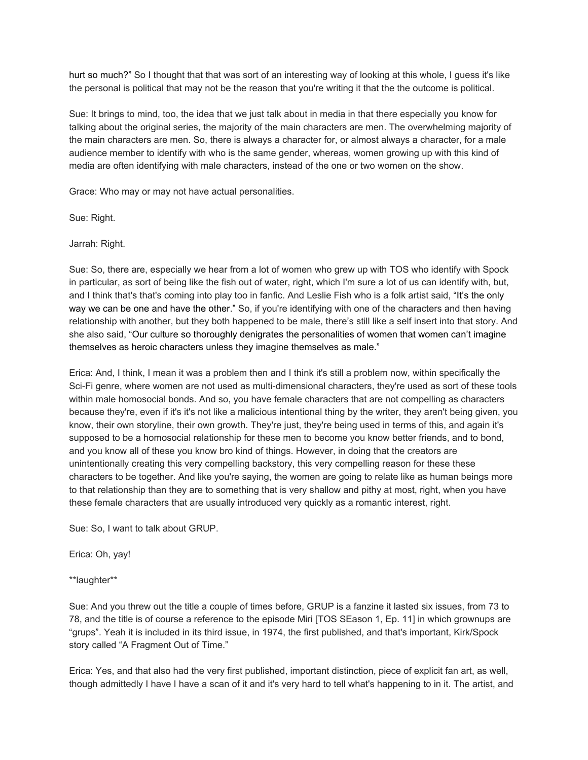hurt so much?" So I thought that that was sort of an interesting way of looking at this whole, I guess it's like the personal is political that may not be the reason that you're writing it that the the outcome is political.

Sue: It brings to mind, too, the idea that we just talk about in media in that there especially you know for talking about the original series, the majority of the main characters are men. The overwhelming majority of the main characters are men. So, there is always a character for, or almost always a character, for a male audience member to identify with who is the same gender, whereas, women growing up with this kind of media are often identifying with male characters, instead of the one or two women on the show.

Grace: Who may or may not have actual personalities.

Sue: Right.

Jarrah: Right.

Sue: So, there are, especially we hear from a lot of women who grew up with TOS who identify with Spock in particular, as sort of being like the fish out of water, right, which I'm sure a lot of us can identify with, but, and I think that's that's coming into play too in fanfic. And Leslie Fish who is a folk artist said, "It's the only way we can be one and have the other." So, if you're identifying with one of the characters and then having relationship with another, but they both happened to be male, there's still like a self insert into that story. And she also said, "Our culture so thoroughly denigrates the personalities of women that women can't imagine themselves as heroic characters unless they imagine themselves as male."

Erica: And, I think, I mean it was a problem then and I think it's still a problem now, within specifically the Sci-Fi genre, where women are not used as multi-dimensional characters, they're used as sort of these tools within male homosocial bonds. And so, you have female characters that are not compelling as characters because they're, even if it's it's not like a malicious intentional thing by the writer, they aren't being given, you know, their own storyline, their own growth. They're just, they're being used in terms of this, and again it's supposed to be a homosocial relationship for these men to become you know better friends, and to bond, and you know all of these you know bro kind of things. However, in doing that the creators are unintentionally creating this very compelling backstory, this very compelling reason for these these characters to be together. And like you're saying, the women are going to relate like as human beings more to that relationship than they are to something that is very shallow and pithy at most, right, when you have these female characters that are usually introduced very quickly as a romantic interest, right.

Sue: So, I want to talk about GRUP.

Erica: Oh, yay!

**laughter**

Sue: And you threw out the title a couple of times before, GRUP is a fanzine it lasted six issues, from 73 to 78, and the title is of course a reference to the episode Miri [TOS SEason 1, Ep. 11] in which grownups are "grups". Yeah it is included in its third issue, in 1974, the first published, and that's important, Kirk/Spock story called "A Fragment Out of Time."

Erica: Yes, and that also had the very first published, important distinction, piece of explicit fan art, as well, though admittedly I have I have a scan of it and it's very hard to tell what's happening to in it. The artist, and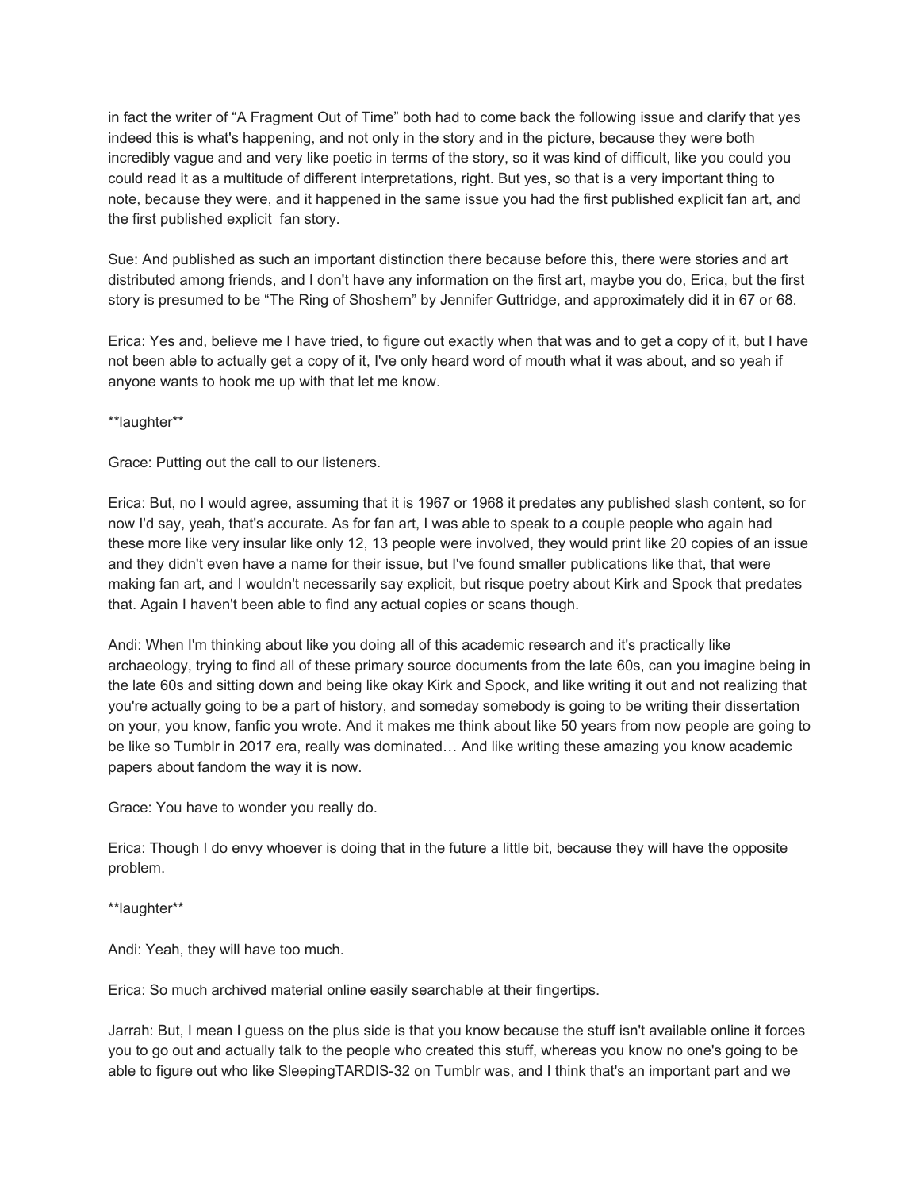in fact the writer of "A Fragment Out of Time" both had to come back the following issue and clarify that yes indeed this is what's happening, and not only in the story and in the picture, because they were both incredibly vague and and very like poetic in terms of the story, so it was kind of difficult, like you could you could read it as a multitude of different interpretations, right. But yes, so that is a very important thing to note, because they were, and it happened in the same issue you had the first published explicit fan art, and the first published explicit  fan story.

Sue: And published as such an important distinction there because before this, there were stories and art distributed among friends, and I don't have any information on the first art, maybe you do, Erica, but the first story is presumed to be "The Ring of Shoshern" by Jennifer Guttridge, and approximately did it in 67 or 68.

Erica: Yes and, believe me I have tried, to figure out exactly when that was and to get a copy of it, but I have not been able to actually get a copy of it, I've only heard word of mouth what it was about, and so yeah if anyone wants to hook me up with that let me know.

**laughter**

Grace: Putting out the call to our listeners.

Erica: But, no I would agree, assuming that it is 1967 or 1968 it predates any published slash content, so for now I'd say, yeah, that's accurate. As for fan art, I was able to speak to a couple people who again had these more like very insular like only 12, 13 people were involved, they would print like 20 copies of an issue and they didn't even have a name for their issue, but I've found smaller publications like that, that were making fan art, and I wouldn't necessarily say explicit, but risque poetry about Kirk and Spock that predates that. Again I haven't been able to find any actual copies or scans though.

Andi: When I'm thinking about like you doing all of this academic research and it's practically like archaeology, trying to find all of these primary source documents from the late 60s, can you imagine being in the late 60s and sitting down and being like okay Kirk and Spock, and like writing it out and not realizing that you're actually going to be a part of history, and someday somebody is going to be writing their dissertation on your, you know, fanfic you wrote. And it makes me think about like 50 years from now people are going to be like so Tumblr in 2017 era, really was dominated… And like writing these amazing you know academic papers about fandom the way it is now.

Grace: You have to wonder you really do.

Erica: Though I do envy whoever is doing that in the future a little bit, because they will have the opposite problem.

**laughter**

Andi: Yeah, they will have too much.

Erica: So much archived material online easily searchable at their fingertips.

Jarrah: But, I mean I guess on the plus side is that you know because the stuff isn't available online it forces you to go out and actually talk to the people who created this stuff, whereas you know no one's going to be able to figure out who like SleepingTARDIS-32 on Tumblr was, and I think that's an important part and we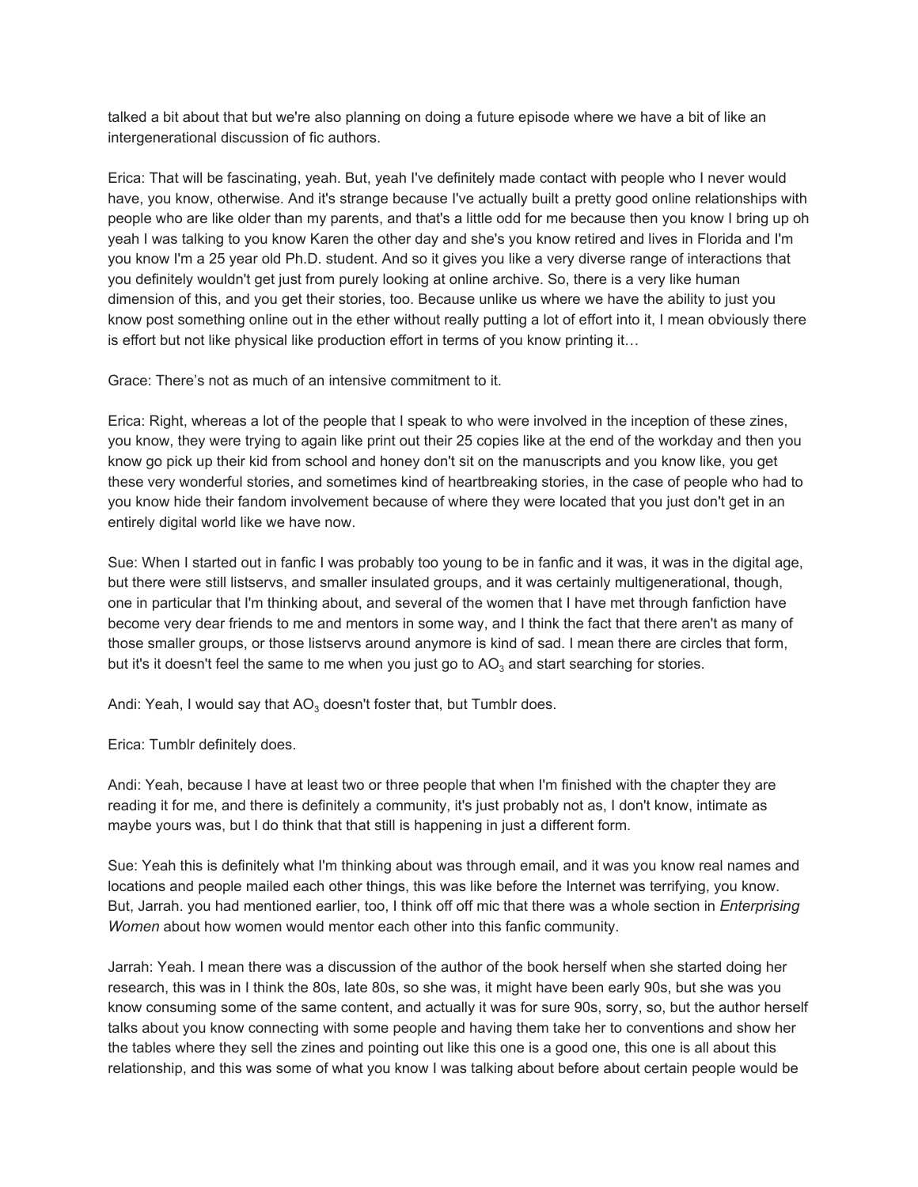talked a bit about that but we're also planning on doing a future episode where we have a bit of like an intergenerational discussion of fic authors.

Erica: That will be fascinating, yeah. But, yeah I've definitely made contact with people who I never would have, you know, otherwise. And it's strange because I've actually built a pretty good online relationships with people who are like older than my parents, and that's a little odd for me because then you know I bring up oh yeah I was talking to you know Karen the other day and she's you know retired and lives in Florida and I'm you know I'm a 25 year old Ph.D. student. And so it gives you like a very diverse range of interactions that you definitely wouldn't get just from purely looking at online archive. So, there is a very like human dimension of this, and you get their stories, too. Because unlike us where we have the ability to just you know post something online out in the ether without really putting a lot of effort into it, I mean obviously there is effort but not like physical like production effort in terms of you know printing it…

Grace: There's not as much of an intensive commitment to it.

Erica: Right, whereas a lot of the people that I speak to who were involved in the inception of these zines, you know, they were trying to again like print out their 25 copies like at the end of the workday and then you know go pick up their kid from school and honey don't sit on the manuscripts and you know like, you get these very wonderful stories, and sometimes kind of heartbreaking stories, in the case of people who had to you know hide their fandom involvement because of where they were located that you just don't get in an entirely digital world like we have now.

Sue: When I started out in fanfic I was probably too young to be in fanfic and it was, it was in the digital age, but there were still listservs, and smaller insulated groups, and it was certainly multigenerational, though, one in particular that I'm thinking about, and several of the women that I have met through fanfiction have become very dear friends to me and mentors in some way, and I think the fact that there aren't as many of those smaller groups, or those listservs around anymore is kind of sad. I mean there are circles that form, but it's it doesn't feel the same to me when you just go to $AO_3$ and start searching for stories.

Andi: Yeah, I would say that $AO_3$ doesn't foster that, but Tumblr does.

Erica: Tumblr definitely does.

Andi: Yeah, because I have at least two or three people that when I'm finished with the chapter they are reading it for me, and there is definitely a community, it's just probably not as, I don't know, intimate as maybe yours was, but I do think that that still is happening in just a different form.

Sue: Yeah this is definitely what I'm thinking about was through email, and it was you know real names and locations and people mailed each other things, this was like before the Internet was terrifying, you know. But, Jarrah. you had mentioned earlier, too, I think off off mic that there was a whole section in *Enterprising Women* about how women would mentor each other into this fanfic community.

Jarrah: Yeah. I mean there was a discussion of the author of the book herself when she started doing her research, this was in I think the 80s, late 80s, so she was, it might have been early 90s, but she was you know consuming some of the same content, and actually it was for sure 90s, sorry, so, but the author herself talks about you know connecting with some people and having them take her to conventions and show her the tables where they sell the zines and pointing out like this one is a good one, this one is all about this relationship, and this was some of what you know I was talking about before about certain people would be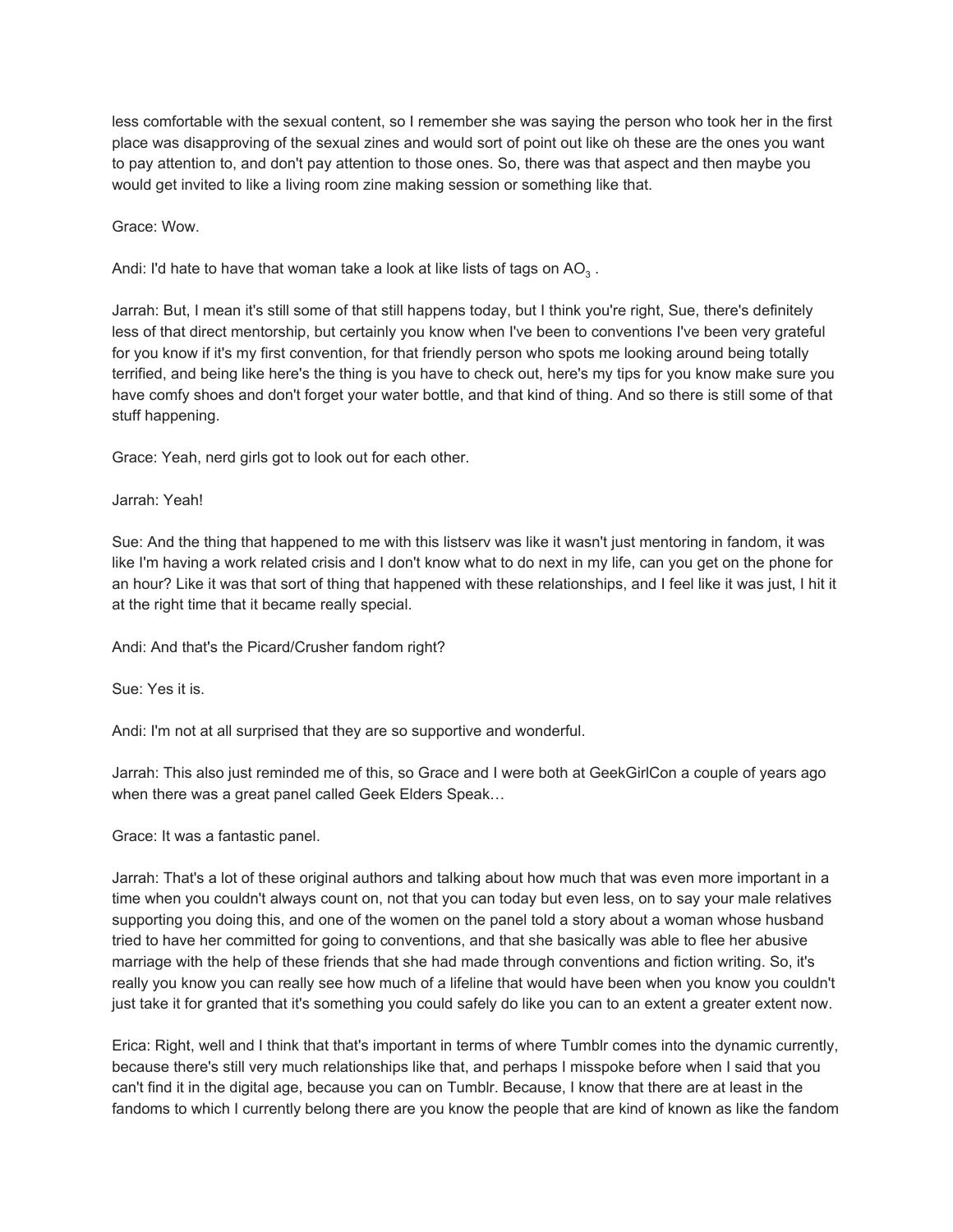less comfortable with the sexual content, so I remember she was saying the person who took her in the first place was disapproving of the sexual zines and would sort of point out like oh these are the ones you want to pay attention to, and don't pay attention to those ones. So, there was that aspect and then maybe you would get invited to like a living room zine making session or something like that.

Grace: Wow.

Andi: I'd hate to have that woman take a look at like lists of tags on $AO_3$ .

Jarrah: But, I mean it's still some of that still happens today, but I think you're right, Sue, there's definitely less of that direct mentorship, but certainly you know when I've been to conventions I've been very grateful for you know if it's my first convention, for that friendly person who spots me looking around being totally terrified, and being like here's the thing is you have to check out, here's my tips for you know make sure you have comfy shoes and don't forget your water bottle, and that kind of thing. And so there is still some of that stuff happening.

Grace: Yeah, nerd girls got to look out for each other.

Jarrah: Yeah!

Sue: And the thing that happened to me with this listserv was like it wasn't just mentoring in fandom, it was like I'm having a work related crisis and I don't know what to do next in my life, can you get on the phone for an hour? Like it was that sort of thing that happened with these relationships, and I feel like it was just, I hit it at the right time that it became really special.

Andi: And that's the Picard/Crusher fandom right?

Sue: Yes it is.

Andi: I'm not at all surprised that they are so supportive and wonderful.

Jarrah: This also just reminded me of this, so Grace and I were both at GeekGirlCon a couple of years ago when there was a great panel called Geek Elders Speak…

Grace: It was a fantastic panel.

Jarrah: That's a lot of these original authors and talking about how much that was even more important in a time when you couldn't always count on, not that you can today but even less, on to say your male relatives supporting you doing this, and one of the women on the panel told a story about a woman whose husband tried to have her committed for going to conventions, and that she basically was able to flee her abusive marriage with the help of these friends that she had made through conventions and fiction writing. So, it's really you know you can really see how much of a lifeline that would have been when you know you couldn't just take it for granted that it's something you could safely do like you can to an extent a greater extent now.

Erica: Right, well and I think that that's important in terms of where Tumblr comes into the dynamic currently, because there's still very much relationships like that, and perhaps I misspoke before when I said that you can't find it in the digital age, because you can on Tumblr. Because, I know that there are at least in the fandoms to which I currently belong there are you know the people that are kind of known as like the fandom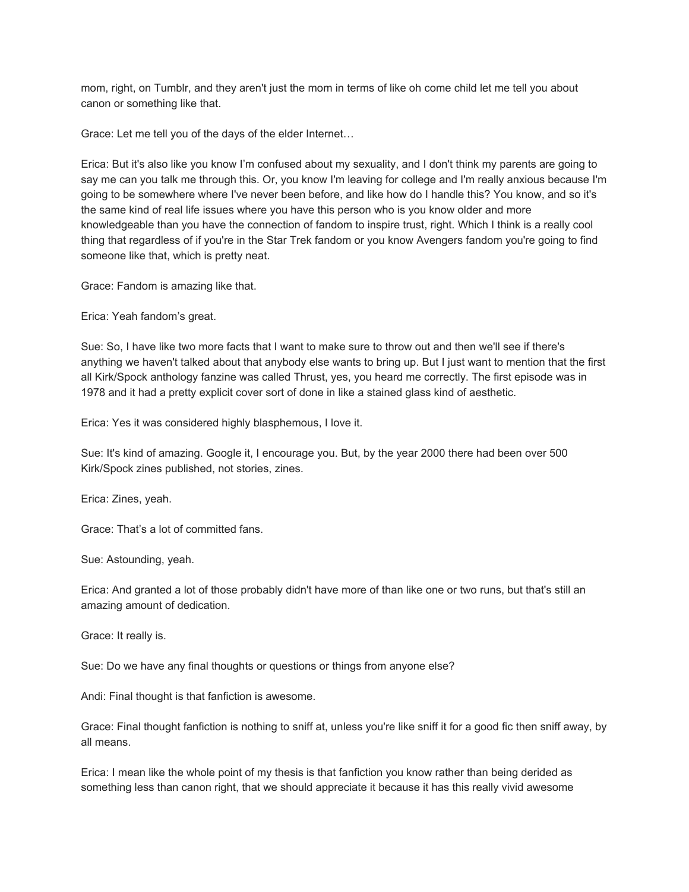mom, right, on Tumblr, and they aren't just the mom in terms of like oh come child let me tell you about canon or something like that.

Grace: Let me tell you of the days of the elder Internet…

Erica: But it's also like you know I'm confused about my sexuality, and I don't think my parents are going to say me can you talk me through this. Or, you know I'm leaving for college and I'm really anxious because I'm going to be somewhere where I've never been before, and like how do I handle this? You know, and so it's the same kind of real life issues where you have this person who is you know older and more knowledgeable than you have the connection of fandom to inspire trust, right. Which I think is a really cool thing that regardless of if you're in the Star Trek fandom or you know Avengers fandom you're going to find someone like that, which is pretty neat.

Grace: Fandom is amazing like that.

Erica: Yeah fandom's great.

Sue: So, I have like two more facts that I want to make sure to throw out and then we'll see if there's anything we haven't talked about that anybody else wants to bring up. But I just want to mention that the first all Kirk/Spock anthology fanzine was called Thrust, yes, you heard me correctly. The first episode was in 1978 and it had a pretty explicit cover sort of done in like a stained glass kind of aesthetic.

Erica: Yes it was considered highly blasphemous, I love it.

Sue: It's kind of amazing. Google it, I encourage you. But, by the year 2000 there had been over 500 Kirk/Spock zines published, not stories, zines.

Erica: Zines, yeah.

Grace: That's a lot of committed fans.

Sue: Astounding, yeah.

Erica: And granted a lot of those probably didn't have more of than like one or two runs, but that's still an amazing amount of dedication.

Grace: It really is.

Sue: Do we have any final thoughts or questions or things from anyone else?

Andi: Final thought is that fanfiction is awesome.

Grace: Final thought fanfiction is nothing to sniff at, unless you're like sniff it for a good fic then sniff away, by all means.

Erica: I mean like the whole point of my thesis is that fanfiction you know rather than being derided as something less than canon right, that we should appreciate it because it has this really vivid awesome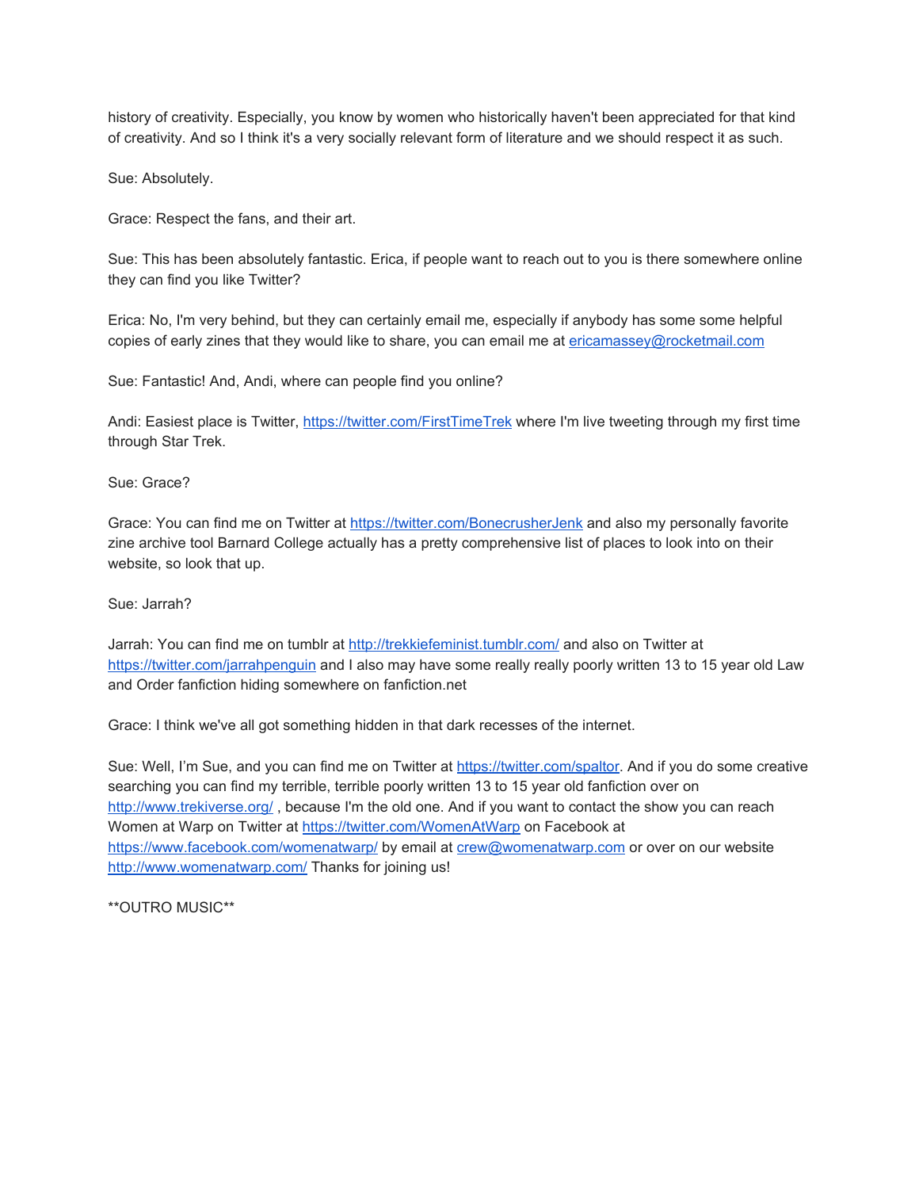history of creativity. Especially, you know by women who historically haven't been appreciated for that kind of creativity. And so I think it's a very socially relevant form of literature and we should respect it as such.

Sue: Absolutely.

Grace: Respect the fans, and their art.

Sue: This has been absolutely fantastic. Erica, if people want to reach out to you is there somewhere online they can find you like Twitter?

Erica: No, I'm very behind, but they can certainly email me, especially if anybody has some some helpful copies of early zines that they would like to share, you can email me at ericamassey@rocketmail.com

Sue: Fantastic! And, Andi, where can people find you online?

Andi: Easiest place is Twitter, https://twitter.com/FirstTimeTrek where I'm live tweeting through my first time through Star Trek.

Sue: Grace?

Grace: You can find me on Twitter at https://twitter.com/BonecrusherJenk and also my personally favorite zine archive tool Barnard College actually has a pretty comprehensive list of places to look into on their website, so look that up.

Sue: Jarrah?

Jarrah: You can find me on tumblr at http://trekkiefeminist.tumblr.com/ and also on Twitter at https://twitter.com/jarrahpenguin and I also may have some really really poorly written 13 to 15 year old Law and Order fanfiction hiding somewhere on fanfiction.net

Grace: I think we've all got something hidden in that dark recesses of the internet.

Sue: Well, I'm Sue, and you can find me on Twitter at https://twitter.com/spaltor. And if you do some creative searching you can find my terrible, terrible poorly written 13 to 15 year old fanfiction over on http://www.trekiverse.org/ , because I'm the old one. And if you want to contact the show you can reach Women at Warp on Twitter at https://twitter.com/WomenAtWarp on Facebook at https://www.facebook.com/womenatwarp/ by email at crew@womenatwarp.com or over on our website http://www.womenatwarp.com/ Thanks for joining us!

**OUTRO MUSIC**